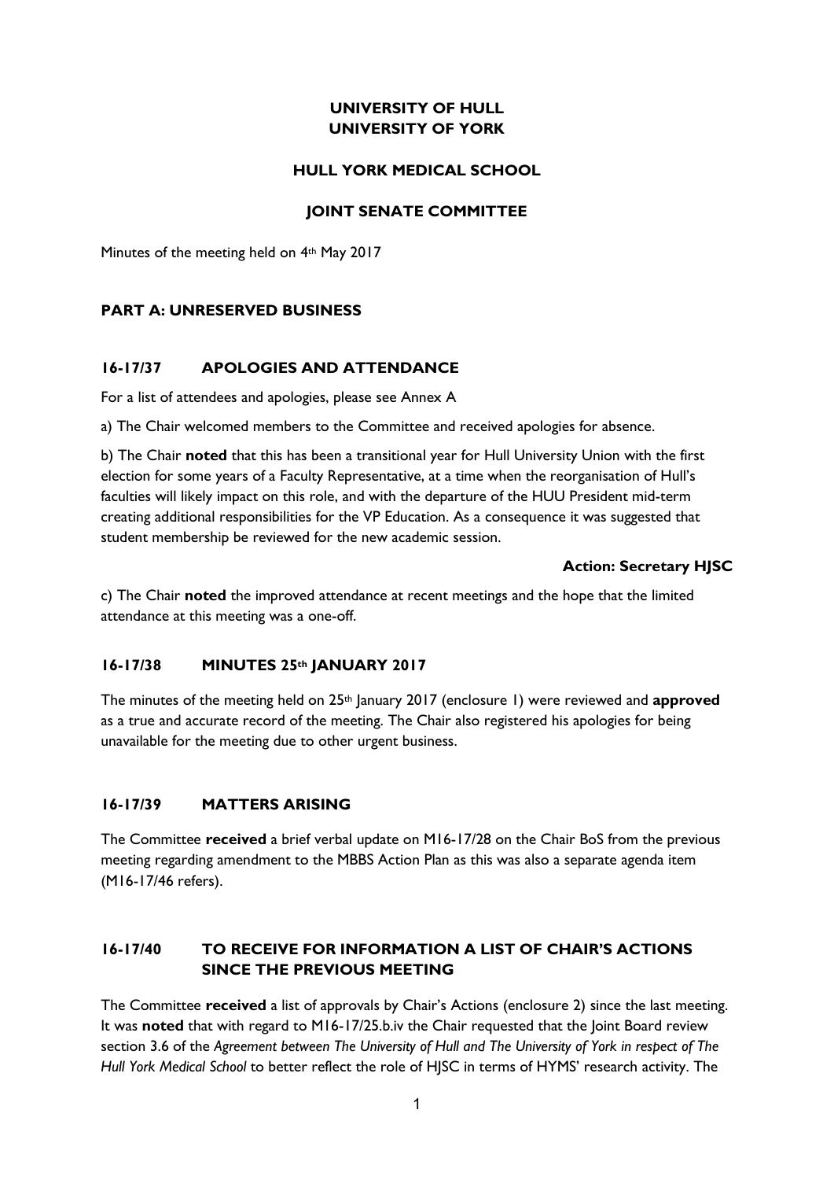**UNIVERSITY OF HULL**
**UNIVERSITY OF YORK**

**HULL YORK MEDICAL SCHOOL**

**JOINT SENATE COMMITTEE**

Minutes of the meeting held on 4th May 2017

## PART A: UNRESERVED BUSINESS

### 16-17/37 APOLOGIES AND ATTENDANCE

For a list of attendees and apologies, please see Annex A

a) The Chair welcomed members to the Committee and received apologies for absence.

b) The Chair **noted** that this has been a transitional year for Hull University Union with the first election for some years of a Faculty Representative, at a time when the reorganisation of Hull's faculties will likely impact on this role, and with the departure of the HUU President mid-term creating additional responsibilities for the VP Education. As a consequence it was suggested that student membership be reviewed for the new academic session.

**Action: Secretary HJSC**

c) The Chair **noted** the improved attendance at recent meetings and the hope that the limited attendance at this meeting was a one-off.

### 16-17/38 MINUTES 25th JANUARY 2017

The minutes of the meeting held on 25th January 2017 (enclosure 1) were reviewed and **approved** as a true and accurate record of the meeting. The Chair also registered his apologies for being unavailable for the meeting due to other urgent business.

### 16-17/39 MATTERS ARISING

The Committee **received** a brief verbal update on M16-17/28 on the Chair BoS from the previous meeting regarding amendment to the MBBS Action Plan as this was also a separate agenda item (M16-17/46 refers).

### 16-17/40 TO RECEIVE FOR INFORMATION A LIST OF CHAIR'S ACTIONS SINCE THE PREVIOUS MEETING

The Committee **received** a list of approvals by Chair's Actions (enclosure 2) since the last meeting. It was **noted** that with regard to M16-17/25.b.iv the Chair requested that the Joint Board review section 3.6 of the *Agreement between The University of Hull and The University of York in respect of The Hull York Medical School* to better reflect the role of HJSC in terms of HYMS' research activity. The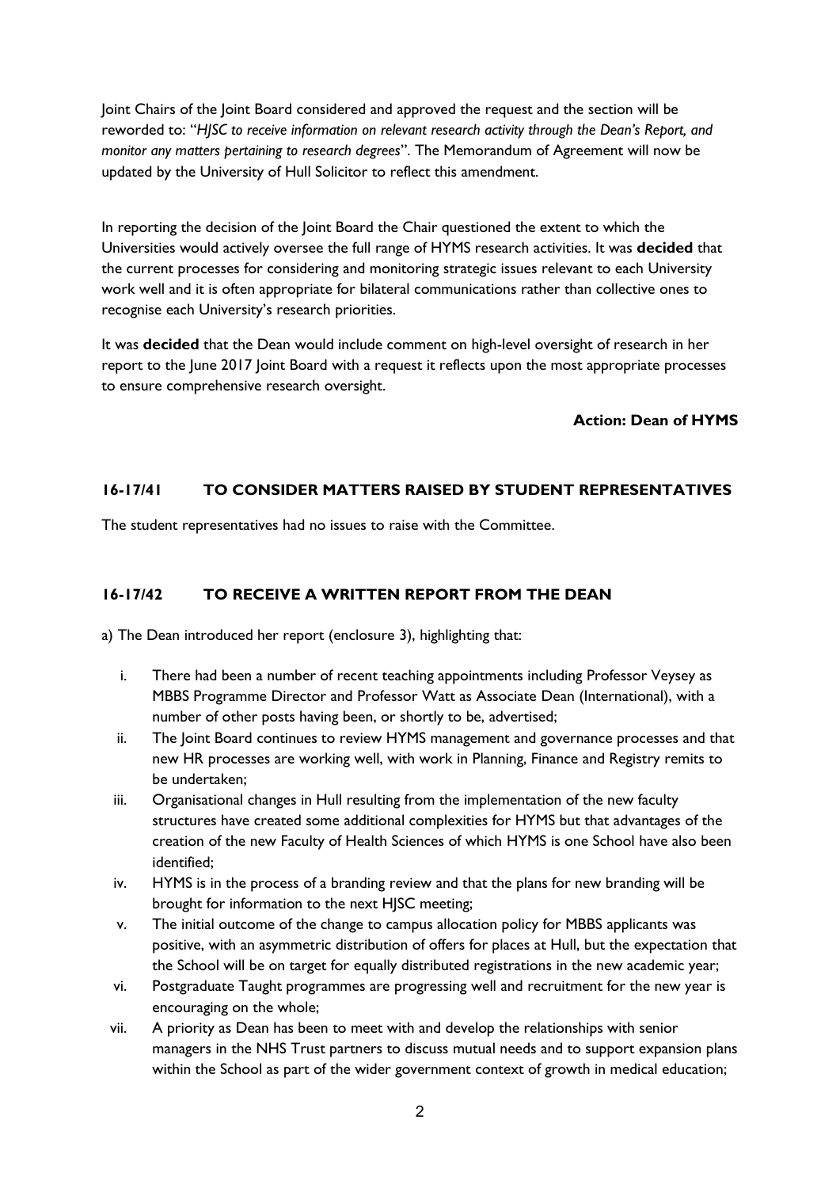Joint Chairs of the Joint Board considered and approved the request and the section will be reworded to: "*HJSC to receive information on relevant research activity through the Dean's Report, and monitor any matters pertaining to research degrees*". The Memorandum of Agreement will now be updated by the University of Hull Solicitor to reflect this amendment.

In reporting the decision of the Joint Board the Chair questioned the extent to which the Universities would actively oversee the full range of HYMS research activities. It was **decided** that the current processes for considering and monitoring strategic issues relevant to each University work well and it is often appropriate for bilateral communications rather than collective ones to recognise each University's research priorities.

It was **decided** that the Dean would include comment on high-level oversight of research in her report to the June 2017 Joint Board with a request it reflects upon the most appropriate processes to ensure comprehensive research oversight.

**Action: Dean of HYMS**

### 16-17/41 TO CONSIDER MATTERS RAISED BY STUDENT REPRESENTATIVES

The student representatives had no issues to raise with the Committee.

### 16-17/42 TO RECEIVE A WRITTEN REPORT FROM THE DEAN

a) The Dean introduced her report (enclosure 3), highlighting that:

i. There had been a number of recent teaching appointments including Professor Veysey as MBBS Programme Director and Professor Watt as Associate Dean (International), with a number of other posts having been, or shortly to be, advertised;

ii. The Joint Board continues to review HYMS management and governance processes and that new HR processes are working well, with work in Planning, Finance and Registry remits to be undertaken;

iii. Organisational changes in Hull resulting from the implementation of the new faculty structures have created some additional complexities for HYMS but that advantages of the creation of the new Faculty of Health Sciences of which HYMS is one School have also been identified;

iv. HYMS is in the process of a branding review and that the plans for new branding will be brought for information to the next HJSC meeting;

v. The initial outcome of the change to campus allocation policy for MBBS applicants was positive, with an asymmetric distribution of offers for places at Hull, but the expectation that the School will be on target for equally distributed registrations in the new academic year;

vi. Postgraduate Taught programmes are progressing well and recruitment for the new year is encouraging on the whole;

vii. A priority as Dean has been to meet with and develop the relationships with senior managers in the NHS Trust partners to discuss mutual needs and to support expansion plans within the School as part of the wider government context of growth in medical education;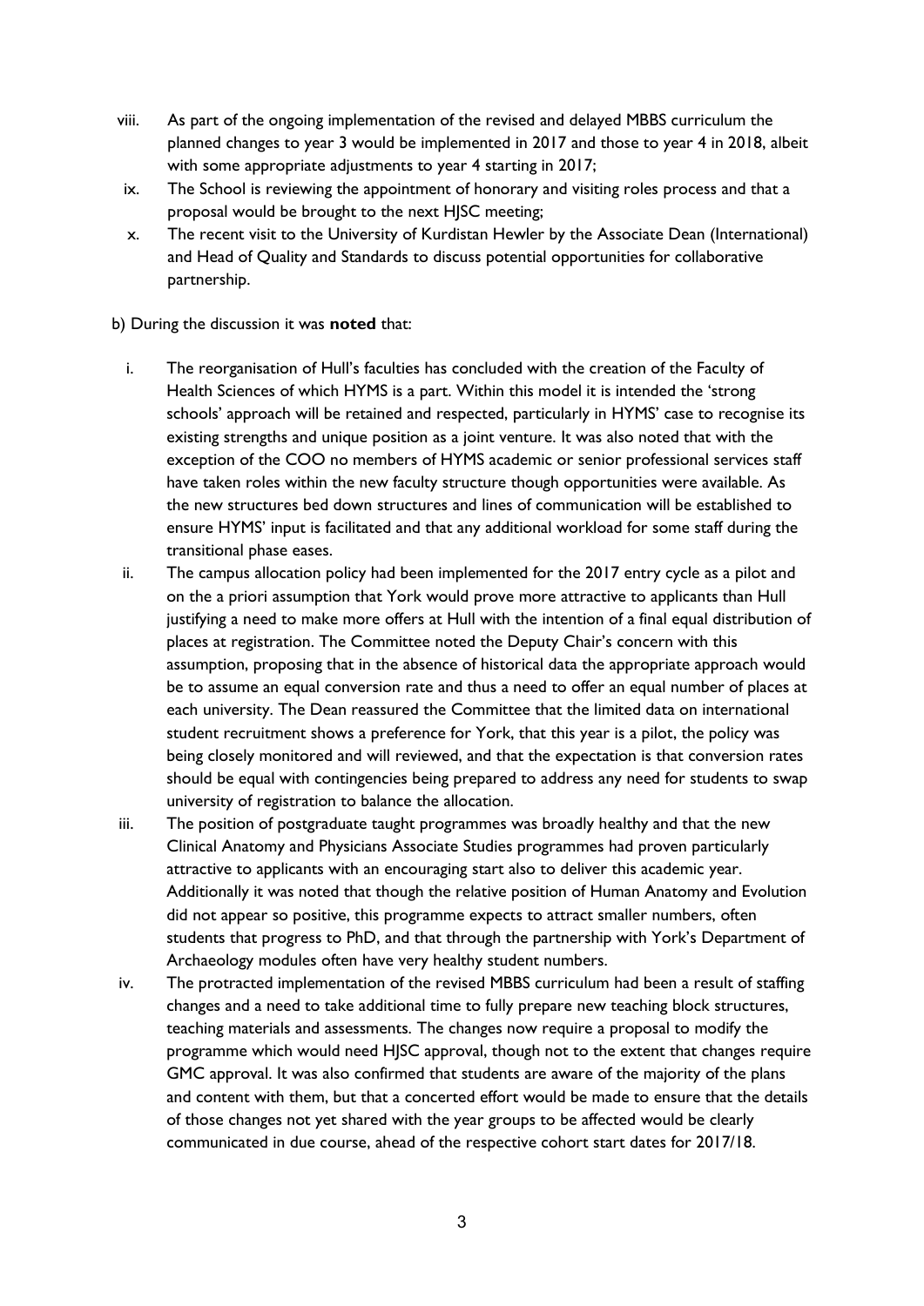viii. As part of the ongoing implementation of the revised and delayed MBBS curriculum the planned changes to year 3 would be implemented in 2017 and those to year 4 in 2018, albeit with some appropriate adjustments to year 4 starting in 2017;

ix. The School is reviewing the appointment of honorary and visiting roles process and that a proposal would be brought to the next HJSC meeting;

x. The recent visit to the University of Kurdistan Hewler by the Associate Dean (International) and Head of Quality and Standards to discuss potential opportunities for collaborative partnership.

b) During the discussion it was **noted** that:

i. The reorganisation of Hull's faculties has concluded with the creation of the Faculty of Health Sciences of which HYMS is a part. Within this model it is intended the 'strong schools' approach will be retained and respected, particularly in HYMS' case to recognise its existing strengths and unique position as a joint venture. It was also noted that with the exception of the COO no members of HYMS academic or senior professional services staff have taken roles within the new faculty structure though opportunities were available. As the new structures bed down structures and lines of communication will be established to ensure HYMS' input is facilitated and that any additional workload for some staff during the transitional phase eases.

ii. The campus allocation policy had been implemented for the 2017 entry cycle as a pilot and on the a priori assumption that York would prove more attractive to applicants than Hull justifying a need to make more offers at Hull with the intention of a final equal distribution of places at registration. The Committee noted the Deputy Chair's concern with this assumption, proposing that in the absence of historical data the appropriate approach would be to assume an equal conversion rate and thus a need to offer an equal number of places at each university. The Dean reassured the Committee that the limited data on international student recruitment shows a preference for York, that this year is a pilot, the policy was being closely monitored and will reviewed, and that the expectation is that conversion rates should be equal with contingencies being prepared to address any need for students to swap university of registration to balance the allocation.

iii. The position of postgraduate taught programmes was broadly healthy and that the new Clinical Anatomy and Physicians Associate Studies programmes had proven particularly attractive to applicants with an encouraging start also to deliver this academic year. Additionally it was noted that though the relative position of Human Anatomy and Evolution did not appear so positive, this programme expects to attract smaller numbers, often students that progress to PhD, and that through the partnership with York's Department of Archaeology modules often have very healthy student numbers.

iv. The protracted implementation of the revised MBBS curriculum had been a result of staffing changes and a need to take additional time to fully prepare new teaching block structures, teaching materials and assessments. The changes now require a proposal to modify the programme which would need HJSC approval, though not to the extent that changes require GMC approval. It was also confirmed that students are aware of the majority of the plans and content with them, but that a concerted effort would be made to ensure that the details of those changes not yet shared with the year groups to be affected would be clearly communicated in due course, ahead of the respective cohort start dates for 2017/18.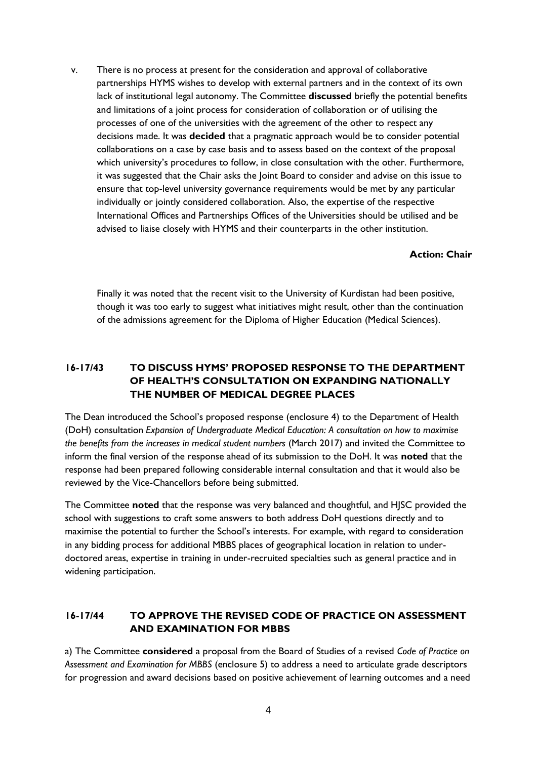v. There is no process at present for the consideration and approval of collaborative partnerships HYMS wishes to develop with external partners and in the context of its own lack of institutional legal autonomy. The Committee **discussed** briefly the potential benefits and limitations of a joint process for consideration of collaboration or of utilising the processes of one of the universities with the agreement of the other to respect any decisions made. It was **decided** that a pragmatic approach would be to consider potential collaborations on a case by case basis and to assess based on the context of the proposal which university's procedures to follow, in close consultation with the other. Furthermore, it was suggested that the Chair asks the Joint Board to consider and advise on this issue to ensure that top-level university governance requirements would be met by any particular individually or jointly considered collaboration. Also, the expertise of the respective International Offices and Partnerships Offices of the Universities should be utilised and be advised to liaise closely with HYMS and their counterparts in the other institution.

**Action: Chair**

Finally it was noted that the recent visit to the University of Kurdistan had been positive, though it was too early to suggest what initiatives might result, other than the continuation of the admissions agreement for the Diploma of Higher Education (Medical Sciences).

## 16-17/43 TO DISCUSS HYMS' PROPOSED RESPONSE TO THE DEPARTMENT OF HEALTH'S CONSULTATION ON EXPANDING NATIONALLY THE NUMBER OF MEDICAL DEGREE PLACES

The Dean introduced the School's proposed response (enclosure 4) to the Department of Health (DoH) consultation *Expansion of Undergraduate Medical Education: A consultation on how to maximise the benefits from the increases in medical student numbers* (March 2017) and invited the Committee to inform the final version of the response ahead of its submission to the DoH. It was **noted** that the response had been prepared following considerable internal consultation and that it would also be reviewed by the Vice-Chancellors before being submitted.

The Committee **noted** that the response was very balanced and thoughtful, and HJSC provided the school with suggestions to craft some answers to both address DoH questions directly and to maximise the potential to further the School's interests. For example, with regard to consideration in any bidding process for additional MBBS places of geographical location in relation to under-doctored areas, expertise in training in under-recruited specialties such as general practice and in widening participation.

## 16-17/44 TO APPROVE THE REVISED CODE OF PRACTICE ON ASSESSMENT AND EXAMINATION FOR MBBS

a) The Committee **considered** a proposal from the Board of Studies of a revised *Code of Practice on Assessment and Examination for MBBS* (enclosure 5) to address a need to articulate grade descriptors for progression and award decisions based on positive achievement of learning outcomes and a need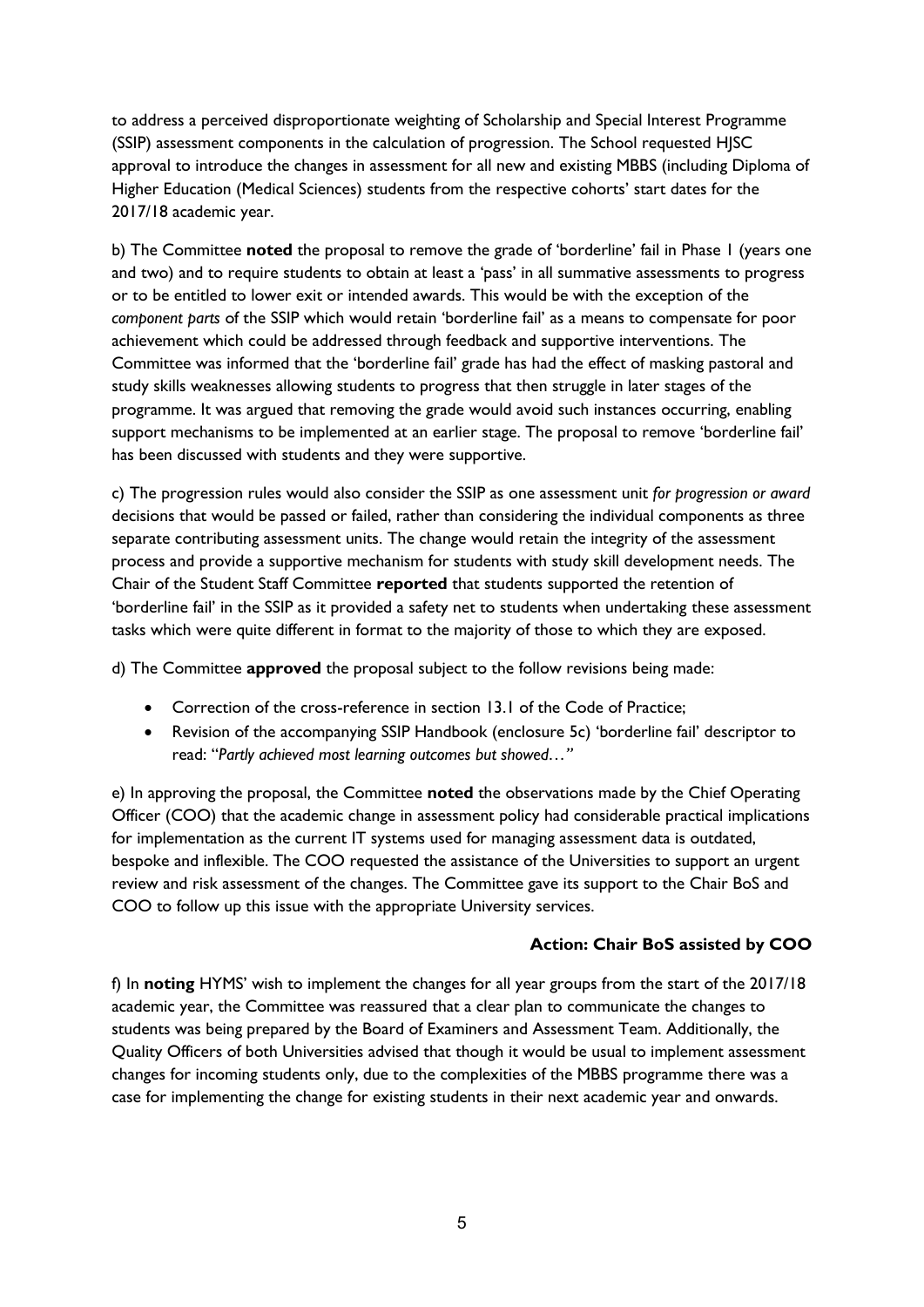to address a perceived disproportionate weighting of Scholarship and Special Interest Programme (SSIP) assessment components in the calculation of progression. The School requested HJSC approval to introduce the changes in assessment for all new and existing MBBS (including Diploma of Higher Education (Medical Sciences) students from the respective cohorts' start dates for the 2017/18 academic year.

b) The Committee **noted** the proposal to remove the grade of 'borderline' fail in Phase 1 (years one and two) and to require students to obtain at least a 'pass' in all summative assessments to progress or to be entitled to lower exit or intended awards. This would be with the exception of the *component parts* of the SSIP which would retain 'borderline fail' as a means to compensate for poor achievement which could be addressed through feedback and supportive interventions. The Committee was informed that the 'borderline fail' grade has had the effect of masking pastoral and study skills weaknesses allowing students to progress that then struggle in later stages of the programme. It was argued that removing the grade would avoid such instances occurring, enabling support mechanisms to be implemented at an earlier stage. The proposal to remove 'borderline fail' has been discussed with students and they were supportive.

c) The progression rules would also consider the SSIP as one assessment unit *for progression or award* decisions that would be passed or failed, rather than considering the individual components as three separate contributing assessment units. The change would retain the integrity of the assessment process and provide a supportive mechanism for students with study skill development needs. The Chair of the Student Staff Committee **reported** that students supported the retention of 'borderline fail' in the SSIP as it provided a safety net to students when undertaking these assessment tasks which were quite different in format to the majority of those to which they are exposed.

d) The Committee **approved** the proposal subject to the follow revisions being made:

- Correction of the cross-reference in section 13.1 of the Code of Practice;
- Revision of the accompanying SSIP Handbook (enclosure 5c) 'borderline fail' descriptor to read: "*Partly achieved most learning outcomes but showed…*"

e) In approving the proposal, the Committee **noted** the observations made by the Chief Operating Officer (COO) that the academic change in assessment policy had considerable practical implications for implementation as the current IT systems used for managing assessment data is outdated, bespoke and inflexible. The COO requested the assistance of the Universities to support an urgent review and risk assessment of the changes. The Committee gave its support to the Chair BoS and COO to follow up this issue with the appropriate University services.

**Action: Chair BoS assisted by COO**

f) In **noting** HYMS' wish to implement the changes for all year groups from the start of the 2017/18 academic year, the Committee was reassured that a clear plan to communicate the changes to students was being prepared by the Board of Examiners and Assessment Team. Additionally, the Quality Officers of both Universities advised that though it would be usual to implement assessment changes for incoming students only, due to the complexities of the MBBS programme there was a case for implementing the change for existing students in their next academic year and onwards.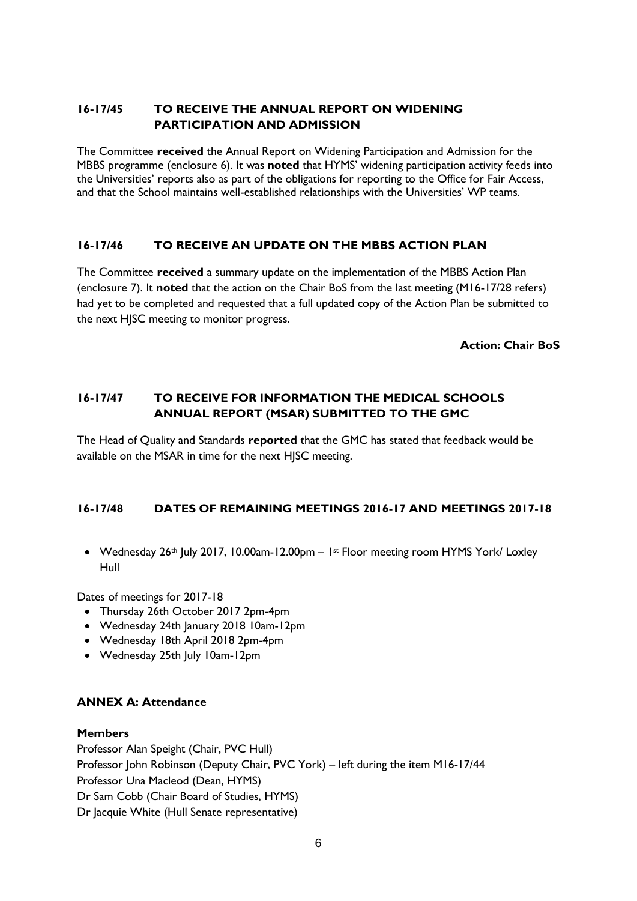### 16-17/45 TO RECEIVE THE ANNUAL REPORT ON WIDENING PARTICIPATION AND ADMISSION

The Committee **received** the Annual Report on Widening Participation and Admission for the MBBS programme (enclosure 6). It was **noted** that HYMS' widening participation activity feeds into the Universities' reports also as part of the obligations for reporting to the Office for Fair Access, and that the School maintains well-established relationships with the Universities' WP teams.

### 16-17/46 TO RECEIVE AN UPDATE ON THE MBBS ACTION PLAN

The Committee **received** a summary update on the implementation of the MBBS Action Plan (enclosure 7). It **noted** that the action on the Chair BoS from the last meeting (M16-17/28 refers) had yet to be completed and requested that a full updated copy of the Action Plan be submitted to the next HJSC meeting to monitor progress.

**Action: Chair BoS**

### 16-17/47 TO RECEIVE FOR INFORMATION THE MEDICAL SCHOOLS ANNUAL REPORT (MSAR) SUBMITTED TO THE GMC

The Head of Quality and Standards **reported** that the GMC has stated that feedback would be available on the MSAR in time for the next HJSC meeting.

### 16-17/48 DATES OF REMAINING MEETINGS 2016-17 AND MEETINGS 2017-18

- Wednesday 26th July 2017, 10.00am-12.00pm – 1st Floor meeting room HYMS York/ Loxley Hull

Dates of meetings for 2017-18

- Thursday 26th October 2017 2pm-4pm
- Wednesday 24th January 2018 10am-12pm
- Wednesday 18th April 2018 2pm-4pm
- Wednesday 25th July 10am-12pm

#### ANNEX A: Attendance

**Members**

Professor Alan Speight (Chair, PVC Hull)
Professor John Robinson (Deputy Chair, PVC York) – left during the item M16-17/44
Professor Una Macleod (Dean, HYMS)
Dr Sam Cobb (Chair Board of Studies, HYMS)
Dr Jacquie White (Hull Senate representative)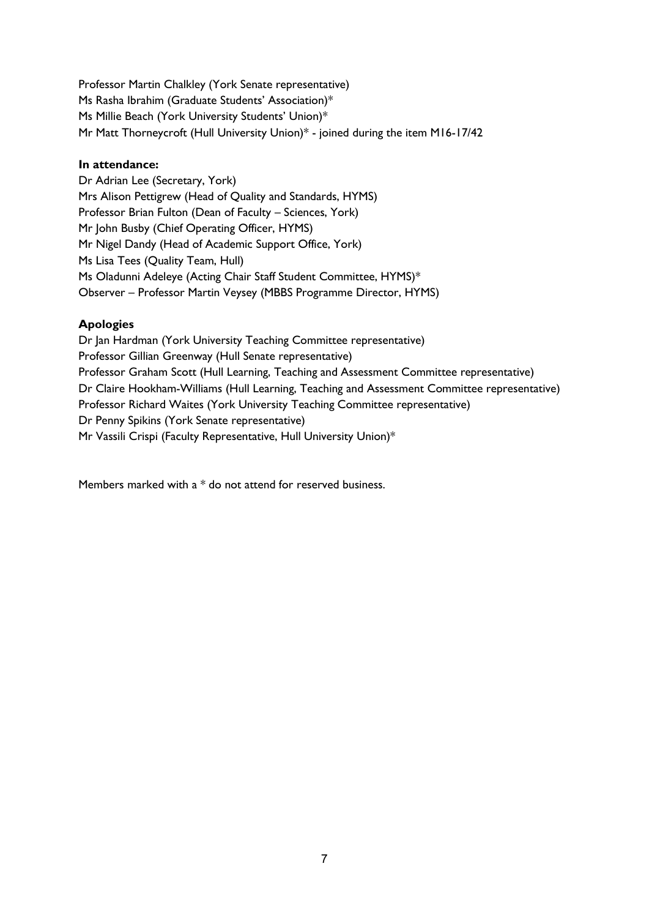Professor Martin Chalkley (York Senate representative)
Ms Rasha Ibrahim (Graduate Students' Association)*
Ms Millie Beach (York University Students' Union)*
Mr Matt Thorneycroft (Hull University Union)* - joined during the item M16-17/42

**In attendance:**

Dr Adrian Lee (Secretary, York)
Mrs Alison Pettigrew (Head of Quality and Standards, HYMS)
Professor Brian Fulton (Dean of Faculty – Sciences, York)
Mr John Busby (Chief Operating Officer, HYMS)
Mr Nigel Dandy (Head of Academic Support Office, York)
Ms Lisa Tees (Quality Team, Hull)
Ms Oladunni Adeleye (Acting Chair Staff Student Committee, HYMS)*
Observer – Professor Martin Veysey (MBBS Programme Director, HYMS)

**Apologies**

Dr Jan Hardman (York University Teaching Committee representative)
Professor Gillian Greenway (Hull Senate representative)
Professor Graham Scott (Hull Learning, Teaching and Assessment Committee representative)
Dr Claire Hookham-Williams (Hull Learning, Teaching and Assessment Committee representative)
Professor Richard Waites (York University Teaching Committee representative)
Dr Penny Spikins (York Senate representative)
Mr Vassili Crispi (Faculty Representative, Hull University Union)*

Members marked with a * do not attend for reserved business.